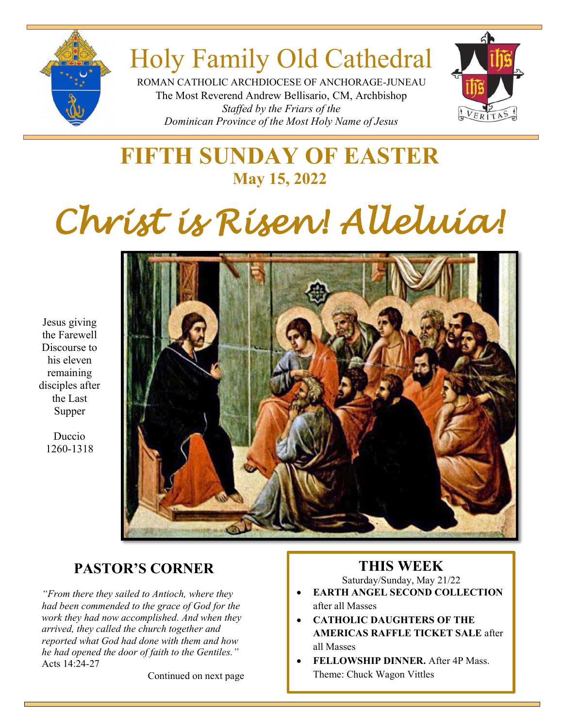# Holy Family Old Cathedral

ROMAN CATHOLIC ARCHDIOCESE OF ANCHORAGE-JUNEAU
The Most Reverend Andrew Bellisario, CM, Archbishop
*Staffed by the Friars of the*
*Dominican Province of the Most Holy Name of Jesus*

VERITAS

## FIFTH SUNDAY OF EASTER

**May 15, 2022**

# *Christ is Risen! Alleluia!*

Jesus giving the Farewell Discourse to his eleven remaining disciples after the Last Supper

Duccio
1260-1318

## PASTOR'S CORNER

*"From there they sailed to Antioch, where they had been commended to the grace of God for the work they had now accomplished. And when they arrived, they called the church together and reported what God had done with them and how he had opened the door of faith to the Gentiles."* Acts 14:24-27

Continued on next page

## THIS WEEK

Saturday/Sunday, May 21/22

- **EARTH ANGEL SECOND COLLECTION** after all Masses
- **CATHOLIC DAUGHTERS OF THE AMERICAS RAFFLE TICKET SALE** after all Masses
- **FELLOWSHIP DINNER.** After 4P Mass. Theme: Chuck Wagon Vittles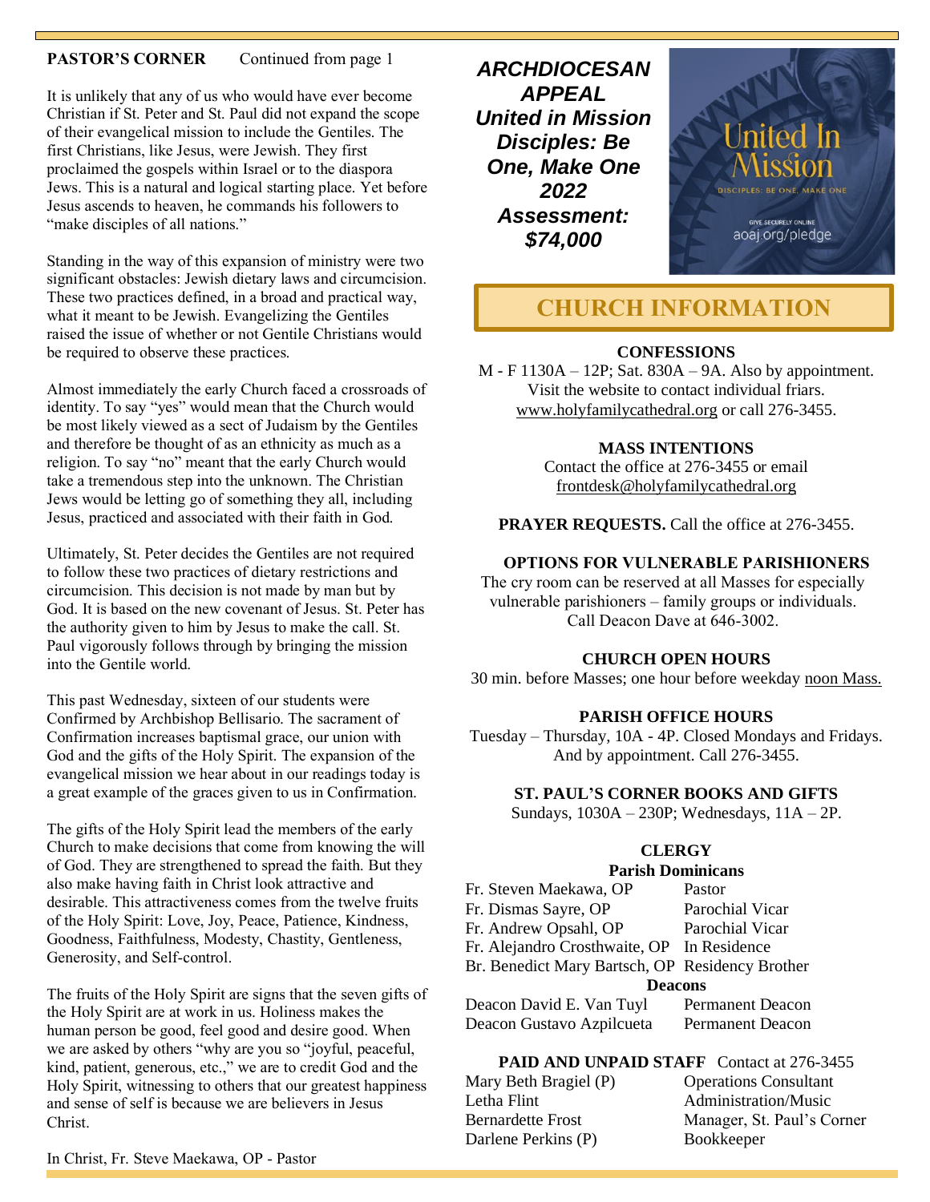**PASTOR'S CORNER** Continued from page 1

It is unlikely that any of us who would have ever become Christian if St. Peter and St. Paul did not expand the scope of their evangelical mission to include the Gentiles. The first Christians, like Jesus, were Jewish. They first proclaimed the gospels within Israel or to the diaspora Jews. This is a natural and logical starting place. Yet before Jesus ascends to heaven, he commands his followers to "make disciples of all nations."

Standing in the way of this expansion of ministry were two significant obstacles: Jewish dietary laws and circumcision. These two practices defined, in a broad and practical way, what it meant to be Jewish. Evangelizing the Gentiles raised the issue of whether or not Gentile Christians would be required to observe these practices.

Almost immediately the early Church faced a crossroads of identity. To say "yes" would mean that the Church would be most likely viewed as a sect of Judaism by the Gentiles and therefore be thought of as an ethnicity as much as a religion. To say "no" meant that the early Church would take a tremendous step into the unknown. The Christian Jews would be letting go of something they all, including Jesus, practiced and associated with their faith in God.

Ultimately, St. Peter decides the Gentiles are not required to follow these two practices of dietary restrictions and circumcision. This decision is not made by man but by God. It is based on the new covenant of Jesus. St. Peter has the authority given to him by Jesus to make the call. St. Paul vigorously follows through by bringing the mission into the Gentile world.

This past Wednesday, sixteen of our students were Confirmed by Archbishop Bellisario. The sacrament of Confirmation increases baptismal grace, our union with God and the gifts of the Holy Spirit. The expansion of the evangelical mission we hear about in our readings today is a great example of the graces given to us in Confirmation.

The gifts of the Holy Spirit lead the members of the early Church to make decisions that come from knowing the will of God. They are strengthened to spread the faith. But they also make having faith in Christ look attractive and desirable. This attractiveness comes from the twelve fruits of the Holy Spirit: Love, Joy, Peace, Patience, Kindness, Goodness, Faithfulness, Modesty, Chastity, Gentleness, Generosity, and Self-control.

The fruits of the Holy Spirit are signs that the seven gifts of the Holy Spirit are at work in us. Holiness makes the human person be good, feel good and desire good. When we are asked by others "why are you so "joyful, peaceful, kind, patient, generous, etc.," we are to credit God and the Holy Spirit, witnessing to others that our greatest happiness and sense of self is because we are believers in Jesus Christ.

In Christ, Fr. Steve Maekawa, OP - Pastor

***ARCHDIOCESAN APPEAL United in Mission Disciples: Be One, Make One 2022 Assessment: $74,000***

United In Mission
DISCIPLES: BE ONE, MAKE ONE
GIVE SECURELY ONLINE
aoaj.org/pledge

## CHURCH INFORMATION

**CONFESSIONS**
M - F 1130A – 12P; Sat. 830A – 9A. Also by appointment. Visit the website to contact individual friars. www.holyfamilycathedral.org or call 276-3455.

**MASS INTENTIONS**
Contact the office at 276-3455 or email frontdesk@holyfamilycathedral.org

**PRAYER REQUESTS.** Call the office at 276-3455.

**OPTIONS FOR VULNERABLE PARISHIONERS**
The cry room can be reserved at all Masses for especially vulnerable parishioners – family groups or individuals. Call Deacon Dave at 646-3002.

**CHURCH OPEN HOURS**
30 min. before Masses; one hour before weekday noon Mass.

**PARISH OFFICE HOURS**
Tuesday – Thursday, 10A - 4P. Closed Mondays and Fridays. And by appointment. Call 276-3455.

**ST. PAUL'S CORNER BOOKS AND GIFTS**
Sundays, 1030A – 230P; Wednesdays, 11A – 2P.

**CLERGY**

**Parish Dominicans**

| | |
|---|---|
| Fr. Steven Maekawa, OP | Pastor |
| Fr. Dismas Sayre, OP | Parochial Vicar |
| Fr. Andrew Opsahl, OP | Parochial Vicar |
| Fr. Alejandro Crosthwaite, OP | In Residence |
| Br. Benedict Mary Bartsch, OP | Residency Brother |

**Deacons**

| | |
|---|---|
| Deacon David E. Van Tuyl | Permanent Deacon |
| Deacon Gustavo Azpilcueta | Permanent Deacon |

**PAID AND UNPAID STAFF** Contact at 276-3455

| | |
|---|---|
| Mary Beth Bragiel (P) | Operations Consultant |
| Letha Flint | Administration/Music |
| Bernardette Frost | Manager, St. Paul's Corner |
| Darlene Perkins (P) | Bookkeeper |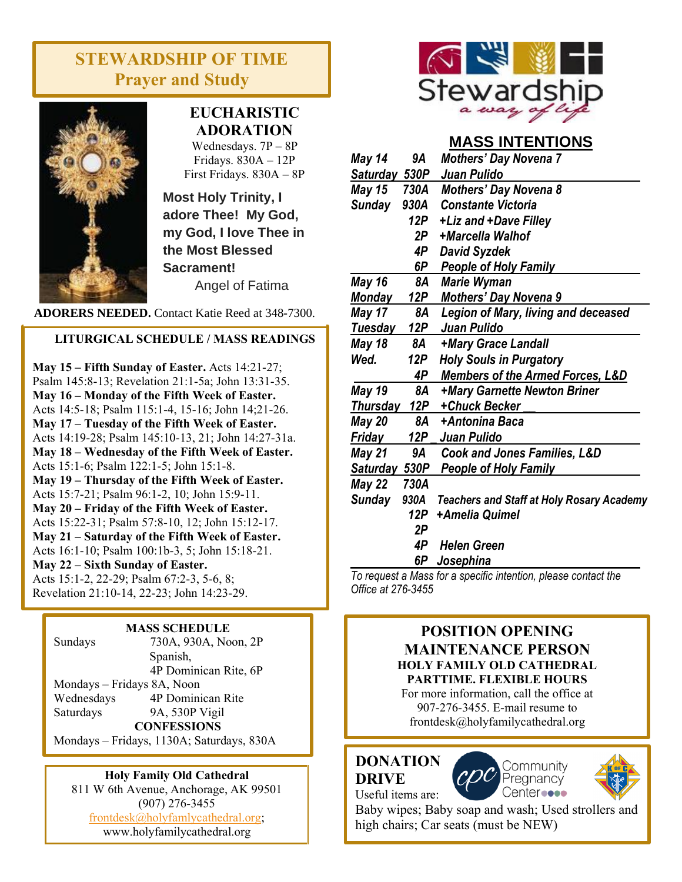## STEWARDSHIP OF TIME
### Prayer and Study

**EUCHARISTIC ADORATION**

Wednesdays. 7P – 8P
Fridays. 830A – 12P
First Fridays. 830A – 8P

**Most Holy Trinity, I adore Thee! My God, my God, I love Thee in the Most Blessed Sacrament!**
Angel of Fatima

**ADORERS NEEDED.** Contact Katie Reed at 348-7300.

**LITURGICAL SCHEDULE / MASS READINGS**

**May 15 – Fifth Sunday of Easter.** Acts 14:21-27; Psalm 145:8-13; Revelation 21:1-5a; John 13:31-35.
**May 16 – Monday of the Fifth Week of Easter.** Acts 14:5-18; Psalm 115:1-4, 15-16; John 14;21-26.
**May 17 – Tuesday of the Fifth Week of Easter.** Acts 14:19-28; Psalm 145:10-13, 21; John 14:27-31a.
**May 18 – Wednesday of the Fifth Week of Easter.** Acts 15:1-6; Psalm 122:1-5; John 15:1-8.
**May 19 – Thursday of the Fifth Week of Easter.** Acts 15:7-21; Psalm 96:1-2, 10; John 15:9-11.
**May 20 – Friday of the Fifth Week of Easter.** Acts 15:22-31; Psalm 57:8-10, 12; John 15:12-17.
**May 21 – Saturday of the Fifth Week of Easter.** Acts 16:1-10; Psalm 100:1b-3, 5; John 15:18-21.
**May 22 – Sixth Sunday of Easter.** Acts 15:1-2, 22-29; Psalm 67:2-3, 5-6, 8; Revelation 21:10-14, 22-23; John 14:23-29.

**MASS SCHEDULE**

Sundays 730A, 930A, Noon, 2P Spanish, 4P Dominican Rite, 6P
Mondays – Fridays 8A, Noon
Wednesdays 4P Dominican Rite
Saturdays 9A, 530P Vigil

**CONFESSIONS**
Mondays – Fridays, 1130A; Saturdays, 830A

**Holy Family Old Cathedral**
811 W 6th Avenue, Anchorage, AK 99501
(907) 276-3455
frontdesk@holyfamlycathedral.org;
www.holyfamilycathedral.org

Stewardship
*a way of life*

## MASS INTENTIONS

| Date | Time | Intention |
|---|---|---|
| *May 14 Saturday* | *9A* | *Mothers' Day Novena 7* |
| | *530P* | *Juan Pulido* |
| *May 15 Sunday* | *730A* | *Mothers' Day Novena 8* |
| | *930A* | *Constante Victoria* |
| | *12P* | *+Liz and +Dave Filley* |
| | *2P* | *+Marcella Walhof* |
| | *4P* | *David Syzdek* |
| | *6P* | *People of Holy Family* |
| *May 16 Monday* | *8A* | *Marie Wyman* |
| | *12P* | *Mothers' Day Novena 9* |
| *May 17 Tuesday* | *8A* | *Legion of Mary, living and deceased* |
| | *12P* | *Juan Pulido* |
| *May 18 Wed.* | *8A* | *+Mary Grace Landall* |
| | *12P* | *Holy Souls in Purgatory* |
| | *4P* | *Members of the Armed Forces, L&D* |
| *May 19 Thursday* | *8A* | *+Mary Garnette Newton Briner* |
| | *12P* | *+Chuck Becker* |
| *May 20 Friday* | *8A* | *+Antonina Baca* |
| | *12P* | *Juan Pulido* |
| *May 21 Saturday* | *9A* | *Cook and Jones Families, L&D* |
| | *530P* | *People of Holy Family* |
| *May 22 Sunday* | *730A* | |
| | *930A* | *Teachers and Staff at Holy Rosary Academy* |
| | *12P* | *+Amelia Quimel* |
| | *2P* | |
| | *4P* | *Helen Green* |
| | *6P* | *Josephina* |

*To request a Mass for a specific intention, please contact the Office at 276-3455*

**POSITION OPENING**
**MAINTENANCE PERSON**
**HOLY FAMILY OLD CATHEDRAL**
**PARTTIME. FLEXIBLE HOURS**
For more information, call the office at 907-276-3455. E-mail resume to frontdesk@holyfamilycathedral.org

**DONATION DRIVE**
CPC Community Pregnancy Center
Useful items are:
Baby wipes; Baby soap and wash; Used strollers and high chairs; Car seats (must be NEW)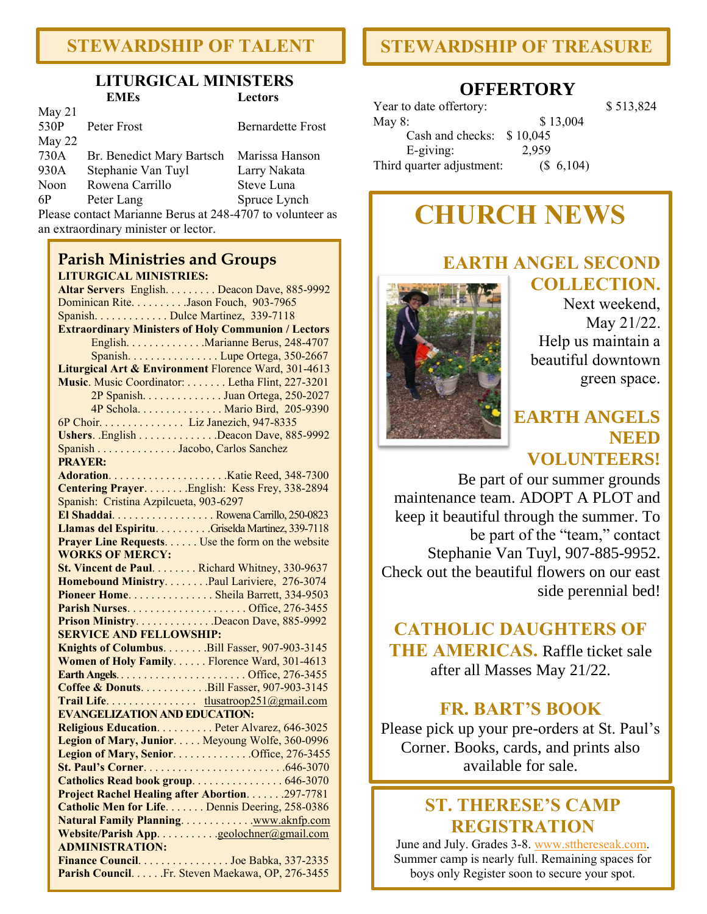## STEWARDSHIP OF TALENT

### LITURGICAL MINISTERS

| | | EMEs | Lectors |
|---|---|---|---|
| May 21 | | | |
| 530P | | Peter Frost | Bernardette Frost |
| May 22 | | | |
| 730A | | Br. Benedict Mary Bartsch | Marissa Hanson |
| 930A | | Stephanie Van Tuyl | Larry Nakata |
| Noon | | Rowena Carrillo | Steve Luna |
| 6P | | Peter Lang | Spruce Lynch |

Please contact Marianne Berus at 248-4707 to volunteer as an extraordinary minister or lector.

### Parish Ministries and Groups

**LITURGICAL MINISTRIES:**

**Altar Servers** English. . . . . . . . . Deacon Dave, 885-9992
Dominican Rite. . . . . . . . . .Jason Fouch, 903-7965
Spanish. . . . . . . . . . . . . Dulce Martinez, 339-7118
**Extraordinary Ministers of Holy Communion / Lectors**
English. . . . . . . . . . . . . .Marianne Berus, 248-4707
Spanish. . . . . . . . . . . . . . . . Lupe Ortega, 350-2667
**Liturgical Art & Environment** Florence Ward, 301-4613
**Music**. Music Coordinator: . . . . . . . Letha Flint, 227-3201
2P Spanish. . . . . . . . . . . . . Juan Ortega, 250-2027
4P Schola. . . . . . . . . . . . . . . Mario Bird, 205-9390
6P Choir. . . . . . . . . . . . . . . Liz Janezich, 947-8335
**Ushers**. .English . . . . . . . . . . . . . .Deacon Dave, 885-9992
Spanish . . . . . . . . . . . . . . Jacobo, Carlos Sanchez

**PRAYER:**

**Adoration**. . . . . . . . . . . . . . . . . . . . .Katie Reed, 348-7300
**Centering Prayer**. . . . . . . .English: Kess Frey, 338-2894
Spanish: Cristina Azpilcueta, 903-6297
**El Shaddai**. . . . . . . . . . . . . . . . . . Rowena Carrillo, 250-0823
**Llamas del Espiritu**. . . . . . . . . .Griselda Martinez, 339-7118
**Prayer Line Requests**. . . . . . Use the form on the website

**WORKS OF MERCY:**

**St. Vincent de Paul**. . . . . . . . Richard Whitney, 330-9637
**Homebound Ministry**. . . . . . . .Paul Lariviere, 276-3074
**Pioneer Home**. . . . . . . . . . . . . . . Sheila Barrett, 334-9503
**Parish Nurses**. . . . . . . . . . . . . . . . . . . . . Office, 276-3455
**Prison Ministry**. . . . . . . . . . . . . .Deacon Dave, 885-9992

**SERVICE AND FELLOWSHIP:**

**Knights of Columbus**. . . . . . . .Bill Fasser, 907-903-3145
**Women of Holy Family**. . . . . . Florence Ward, 301-4613
**Earth Angels**. . . . . . . . . . . . . . . . . . . . . . . Office, 276-3455
**Coffee & Donuts**. . . . . . . . . . . .Bill Fasser, 907-903-3145
**Trail Life**. . . . . . . . . . . . . . . . tlusatroop251@gmail.com

**EVANGELIZATION AND EDUCATION:**

**Religious Education**. . . . . . . . . . Peter Alvarez, 646-3025
**Legion of Mary, Junior**. . . . . Meyoung Wolfe, 360-0996
**Legion of Mary, Senior**. . . . . . . . . . . . . .Office, 276-3455
**St. Paul's Corner**. . . . . . . . . . . . . . . . . . . . . . . . .646-3070
**Catholics Read book group**. . . . . . . . . . . . . . . . 646-3070
**Project Rachel Healing after Abortion**. . . . . . .297-7781
**Catholic Men for Life**. . . . . . . Dennis Deering, 258-0386
**Natural Family Planning**. . . . . . . . . . . . .www.aknfp.com
**Website/Parish App**. . . . . . . . . . .geolochner@gmail.com

**ADMINISTRATION:**

**Finance Council**. . . . . . . . . . . . . . . . Joe Babka, 337-2335
**Parish Council**. . . . . .Fr. Steven Maekawa, OP, 276-3455

## STEWARDSHIP OF TREASURE

### OFFERTORY

| | | |
|---|---|---|
| Year to date offertory: | | $ 513,824 |
| May 8: | $ 13,004 | |
| Cash and checks: $ 10,045 | | |
| E-giving: 2,959 | | |
| Third quarter adjustment: | ($ 6,104) | |

# CHURCH NEWS

### EARTH ANGEL SECOND COLLECTION.

Next weekend, May 21/22. Help us maintain a beautiful downtown green space.

### EARTH ANGELS NEED VOLUNTEERS!

Be part of our summer grounds maintenance team. ADOPT A PLOT and keep it beautiful through the summer. To be part of the "team," contact Stephanie Van Tuyl, 907-885-9952. Check out the beautiful flowers on our east side perennial bed!

### CATHOLIC DAUGHTERS OF THE AMERICAS.

Raffle ticket sale after all Masses May 21/22.

### FR. BART'S BOOK

Please pick up your pre-orders at St. Paul's Corner. Books, cards, and prints also available for sale.

### ST. THERESE'S CAMP REGISTRATION

June and July. Grades 3-8. www.stthereseak.com. Summer camp is nearly full. Remaining spaces for boys only Register soon to secure your spot.